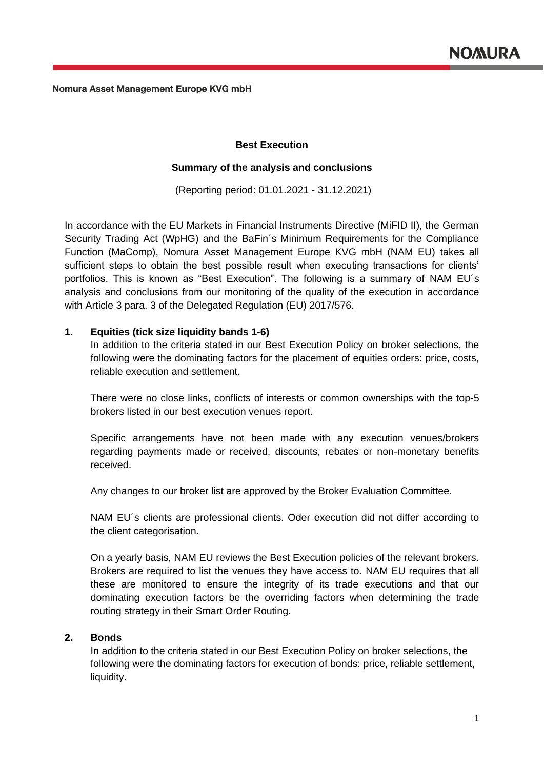Nomura Asset Management Europe KVG mbH

# Best Execution

## Summary of the analysis and conclusions

(Reporting period: 01.01.2021 - 31.12.2021)

In accordance with the EU Markets in Financial Instruments Directive (MiFID II), the German Security Trading Act (WpHG) and the BaFin´s Minimum Requirements for the Compliance Function (MaComp), Nomura Asset Management Europe KVG mbH (NAM EU) takes all sufficient steps to obtain the best possible result when executing transactions for clients' portfolios. This is known as "Best Execution". The following is a summary of NAM EU´s analysis and conclusions from our monitoring of the quality of the execution in accordance with Article 3 para. 3 of the Delegated Regulation (EU) 2017/576.

### 1. Equities (tick size liquidity bands 1-6)

In addition to the criteria stated in our Best Execution Policy on broker selections, the following were the dominating factors for the placement of equities orders: price, costs, reliable execution and settlement.

There were no close links, conflicts of interests or common ownerships with the top-5 brokers listed in our best execution venues report.

Specific arrangements have not been made with any execution venues/brokers regarding payments made or received, discounts, rebates or non-monetary benefits received.

Any changes to our broker list are approved by the Broker Evaluation Committee.

NAM EU´s clients are professional clients. Oder execution did not differ according to the client categorisation.

On a yearly basis, NAM EU reviews the Best Execution policies of the relevant brokers. Brokers are required to list the venues they have access to. NAM EU requires that all these are monitored to ensure the integrity of its trade executions and that our dominating execution factors be the overriding factors when determining the trade routing strategy in their Smart Order Routing.

### 2. Bonds

In addition to the criteria stated in our Best Execution Policy on broker selections, the following were the dominating factors for execution of bonds: price, reliable settlement, liquidity.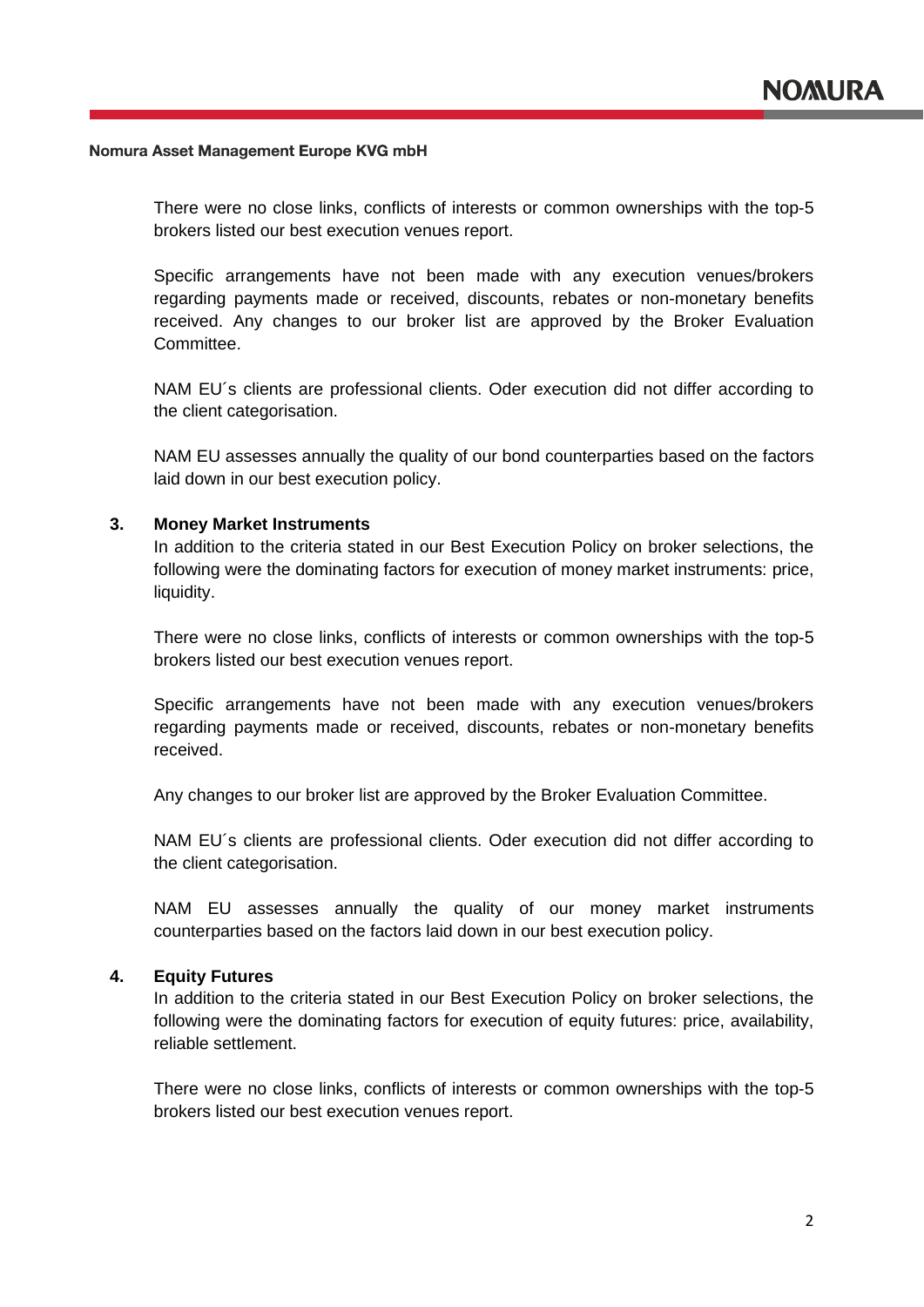There were no close links, conflicts of interests or common ownerships with the top-5 brokers listed our best execution venues report.

Specific arrangements have not been made with any execution venues/brokers regarding payments made or received, discounts, rebates or non-monetary benefits received. Any changes to our broker list are approved by the Broker Evaluation Committee.

NAM EU´s clients are professional clients. Oder execution did not differ according to the client categorisation.

NAM EU assesses annually the quality of our bond counterparties based on the factors laid down in our best execution policy.

## 3. Money Market Instruments

In addition to the criteria stated in our Best Execution Policy on broker selections, the following were the dominating factors for execution of money market instruments: price, liquidity.

There were no close links, conflicts of interests or common ownerships with the top-5 brokers listed our best execution venues report.

Specific arrangements have not been made with any execution venues/brokers regarding payments made or received, discounts, rebates or non-monetary benefits received.

Any changes to our broker list are approved by the Broker Evaluation Committee.

NAM EU´s clients are professional clients. Oder execution did not differ according to the client categorisation.

NAM EU assesses annually the quality of our money market instruments counterparties based on the factors laid down in our best execution policy.

## 4. Equity Futures

In addition to the criteria stated in our Best Execution Policy on broker selections, the following were the dominating factors for execution of equity futures: price, availability, reliable settlement.

There were no close links, conflicts of interests or common ownerships with the top-5 brokers listed our best execution venues report.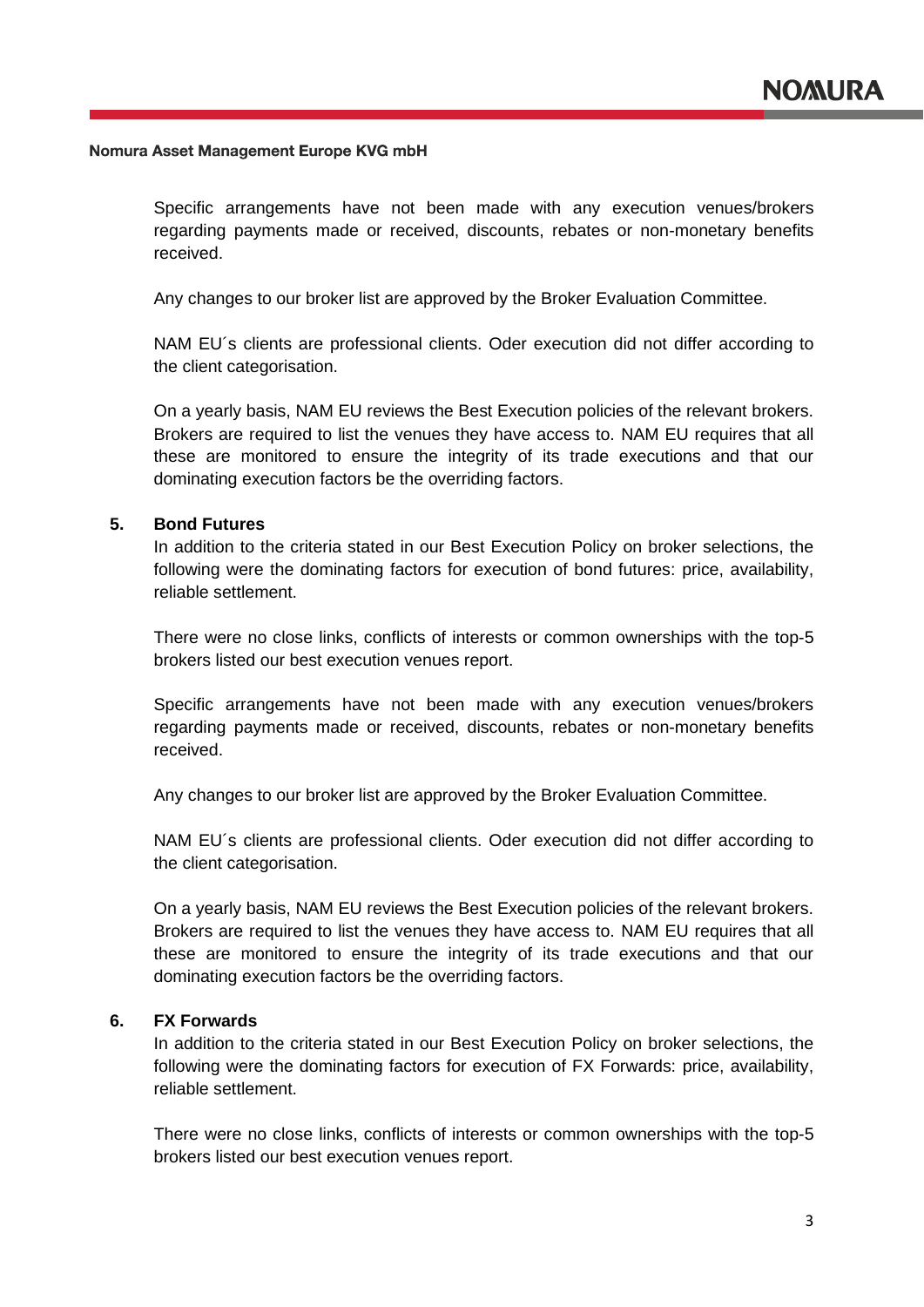Specific arrangements have not been made with any execution venues/brokers regarding payments made or received, discounts, rebates or non-monetary benefits received.

Any changes to our broker list are approved by the Broker Evaluation Committee.

NAM EU´s clients are professional clients. Oder execution did not differ according to the client categorisation.

On a yearly basis, NAM EU reviews the Best Execution policies of the relevant brokers. Brokers are required to list the venues they have access to. NAM EU requires that all these are monitored to ensure the integrity of its trade executions and that our dominating execution factors be the overriding factors.

### 5. Bond Futures

In addition to the criteria stated in our Best Execution Policy on broker selections, the following were the dominating factors for execution of bond futures: price, availability, reliable settlement.

There were no close links, conflicts of interests or common ownerships with the top-5 brokers listed our best execution venues report.

Specific arrangements have not been made with any execution venues/brokers regarding payments made or received, discounts, rebates or non-monetary benefits received.

Any changes to our broker list are approved by the Broker Evaluation Committee.

NAM EU´s clients are professional clients. Oder execution did not differ according to the client categorisation.

On a yearly basis, NAM EU reviews the Best Execution policies of the relevant brokers. Brokers are required to list the venues they have access to. NAM EU requires that all these are monitored to ensure the integrity of its trade executions and that our dominating execution factors be the overriding factors.

### 6. FX Forwards

In addition to the criteria stated in our Best Execution Policy on broker selections, the following were the dominating factors for execution of FX Forwards: price, availability, reliable settlement.

There were no close links, conflicts of interests or common ownerships with the top-5 brokers listed our best execution venues report.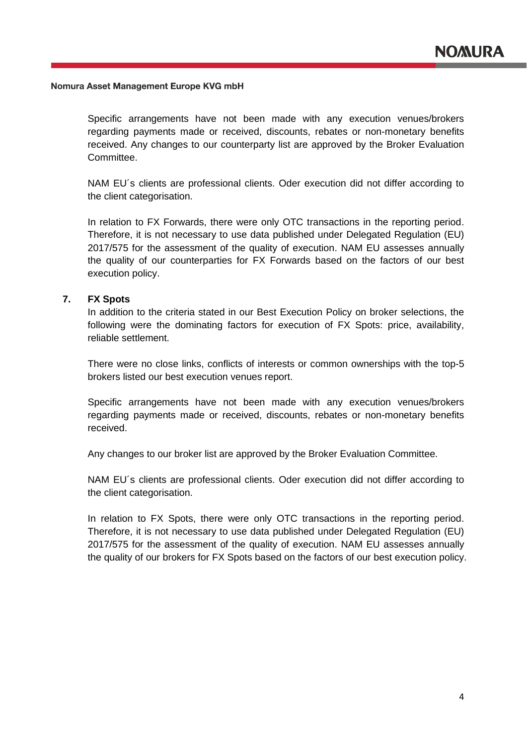Specific arrangements have not been made with any execution venues/brokers regarding payments made or received, discounts, rebates or non-monetary benefits received. Any changes to our counterparty list are approved by the Broker Evaluation Committee.

NAM EU´s clients are professional clients. Oder execution did not differ according to the client categorisation.

In relation to FX Forwards, there were only OTC transactions in the reporting period. Therefore, it is not necessary to use data published under Delegated Regulation (EU) 2017/575 for the assessment of the quality of execution. NAM EU assesses annually the quality of our counterparties for FX Forwards based on the factors of our best execution policy.

## 7. FX Spots

In addition to the criteria stated in our Best Execution Policy on broker selections, the following were the dominating factors for execution of FX Spots: price, availability, reliable settlement.

There were no close links, conflicts of interests or common ownerships with the top-5 brokers listed our best execution venues report.

Specific arrangements have not been made with any execution venues/brokers regarding payments made or received, discounts, rebates or non-monetary benefits received.

Any changes to our broker list are approved by the Broker Evaluation Committee.

NAM EU´s clients are professional clients. Oder execution did not differ according to the client categorisation.

In relation to FX Spots, there were only OTC transactions in the reporting period. Therefore, it is not necessary to use data published under Delegated Regulation (EU) 2017/575 for the assessment of the quality of execution. NAM EU assesses annually the quality of our brokers for FX Spots based on the factors of our best execution policy.